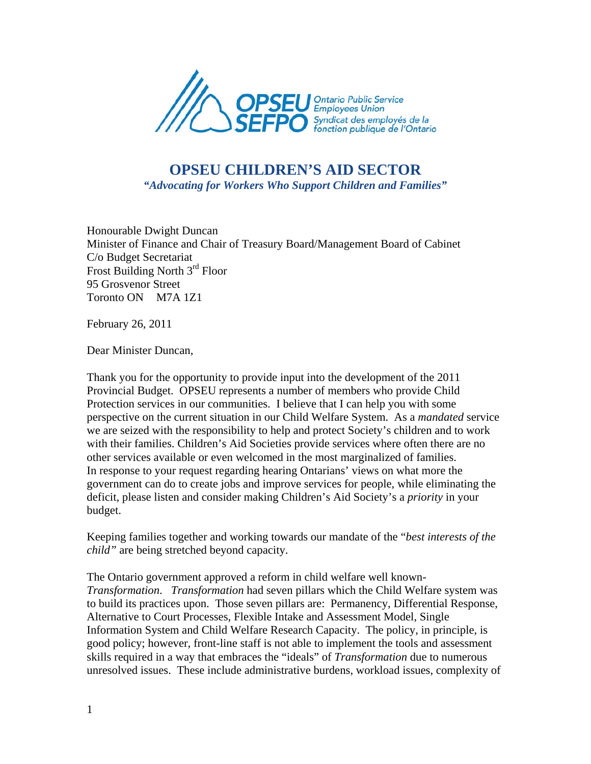# OPSEU CHILDREN'S AID SECTOR

*"Advocating for Workers Who Support Children and Families"*

Honourable Dwight Duncan
Minister of Finance and Chair of Treasury Board/Management Board of Cabinet
C/o Budget Secretariat
Frost Building North 3rd Floor
95 Grosvenor Street
Toronto ON M7A 1Z1

February 26, 2011

Dear Minister Duncan,

Thank you for the opportunity to provide input into the development of the 2011 Provincial Budget. OPSEU represents a number of members who provide Child Protection services in our communities. I believe that I can help you with some perspective on the current situation in our Child Welfare System. As a *mandated* service we are seized with the responsibility to help and protect Society's children and to work with their families. Children's Aid Societies provide services where often there are no other services available or even welcomed in the most marginalized of families. In response to your request regarding hearing Ontarians' views on what more the government can do to create jobs and improve services for people, while eliminating the deficit, please listen and consider making Children's Aid Society's a *priority* in your budget.

Keeping families together and working towards our mandate of the "*best interests of the child"* are being stretched beyond capacity.

The Ontario government approved a reform in child welfare well known- *Transformation*. *Transformation* had seven pillars which the Child Welfare system was to build its practices upon. Those seven pillars are: Permanency, Differential Response, Alternative to Court Processes, Flexible Intake and Assessment Model, Single Information System and Child Welfare Research Capacity. The policy, in principle, is good policy; however, front-line staff is not able to implement the tools and assessment skills required in a way that embraces the "ideals" of *Transformation* due to numerous unresolved issues. These include administrative burdens, workload issues, complexity of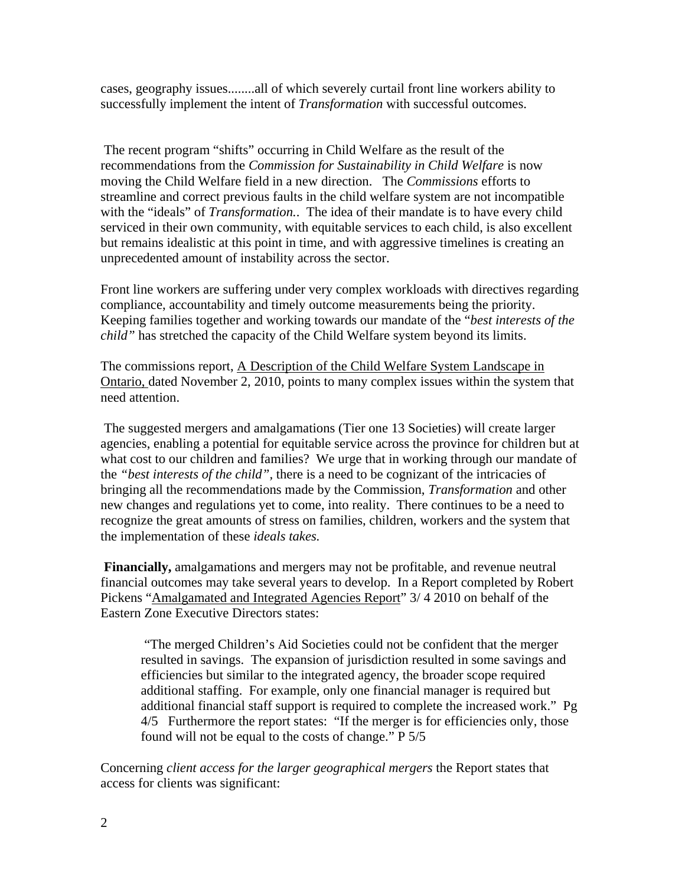cases, geography issues........all of which severely curtail front line workers ability to successfully implement the intent of *Transformation* with successful outcomes.

The recent program "shifts" occurring in Child Welfare as the result of the recommendations from the *Commission for Sustainability in Child Welfare* is now moving the Child Welfare field in a new direction. The *Commissions* efforts to streamline and correct previous faults in the child welfare system are not incompatible with the "ideals" of *Transformation..* The idea of their mandate is to have every child serviced in their own community, with equitable services to each child, is also excellent but remains idealistic at this point in time, and with aggressive timelines is creating an unprecedented amount of instability across the sector.

Front line workers are suffering under very complex workloads with directives regarding compliance, accountability and timely outcome measurements being the priority. Keeping families together and working towards our mandate of the "*best interests of the child"* has stretched the capacity of the Child Welfare system beyond its limits.

The commissions report, <u>A Description of the Child Welfare System Landscape in Ontario,</u> dated November 2, 2010, points to many complex issues within the system that need attention.

The suggested mergers and amalgamations (Tier one 13 Societies) will create larger agencies, enabling a potential for equitable service across the province for children but at what cost to our children and families? We urge that in working through our mandate of the *"best interests of the child"*, there is a need to be cognizant of the intricacies of bringing all the recommendations made by the Commission, *Transformation* and other new changes and regulations yet to come, into reality. There continues to be a need to recognize the great amounts of stress on families, children, workers and the system that the implementation of these *ideals takes.*

**Financially,** amalgamations and mergers may not be profitable, and revenue neutral financial outcomes may take several years to develop. In a Report completed by Robert Pickens "<u>Amalgamated and Integrated Agencies Report</u>" 3/ 4 2010 on behalf of the Eastern Zone Executive Directors states:

> "The merged Children's Aid Societies could not be confident that the merger resulted in savings. The expansion of jurisdiction resulted in some savings and efficiencies but similar to the integrated agency, the broader scope required additional staffing. For example, only one financial manager is required but additional financial staff support is required to complete the increased work." Pg 4/5 Furthermore the report states: "If the merger is for efficiencies only, those found will not be equal to the costs of change." P 5/5

Concerning *client access for the larger geographical mergers* the Report states that access for clients was significant: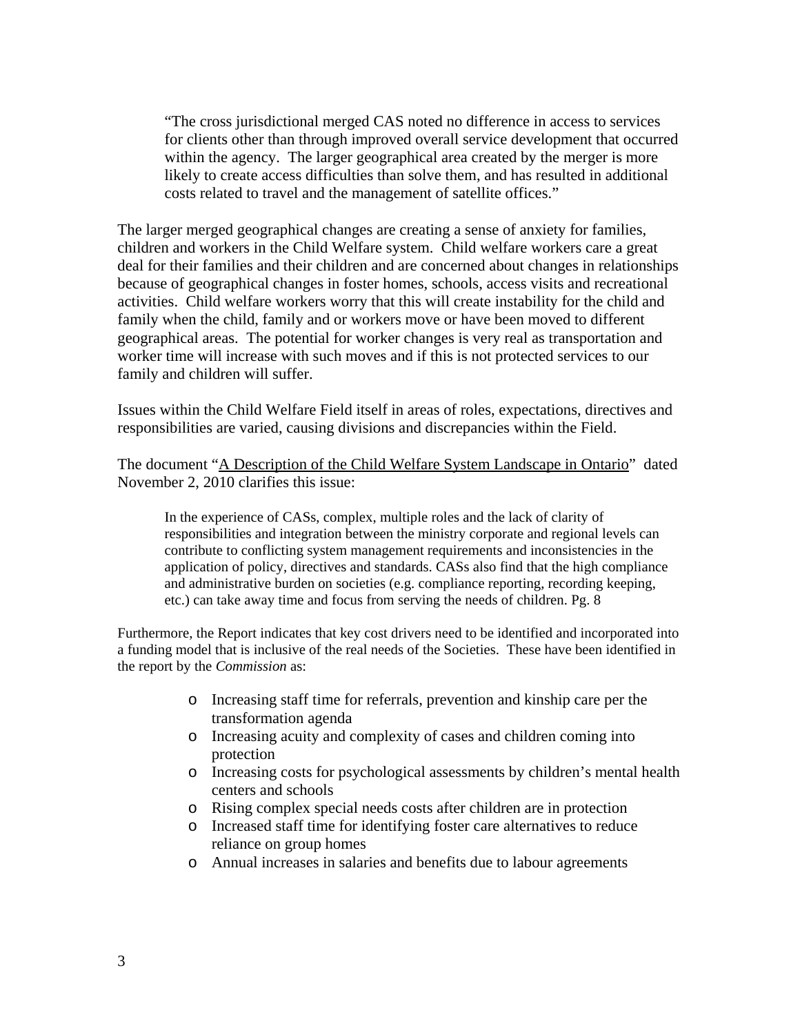> "The cross jurisdictional merged CAS noted no difference in access to services for clients other than through improved overall service development that occurred within the agency. The larger geographical area created by the merger is more likely to create access difficulties than solve them, and has resulted in additional costs related to travel and the management of satellite offices."

The larger merged geographical changes are creating a sense of anxiety for families, children and workers in the Child Welfare system. Child welfare workers care a great deal for their families and their children and are concerned about changes in relationships because of geographical changes in foster homes, schools, access visits and recreational activities. Child welfare workers worry that this will create instability for the child and family when the child, family and or workers move or have been moved to different geographical areas. The potential for worker changes is very real as transportation and worker time will increase with such moves and if this is not protected services to our family and children will suffer.

Issues within the Child Welfare Field itself in areas of roles, expectations, directives and responsibilities are varied, causing divisions and discrepancies within the Field.

The document "A Description of the Child Welfare System Landscape in Ontario" dated November 2, 2010 clarifies this issue:

> In the experience of CASs, complex, multiple roles and the lack of clarity of responsibilities and integration between the ministry corporate and regional levels can contribute to conflicting system management requirements and inconsistencies in the application of policy, directives and standards. CASs also find that the high compliance and administrative burden on societies (e.g. compliance reporting, recording keeping, etc.) can take away time and focus from serving the needs of children. Pg. 8

Furthermore, the Report indicates that key cost drivers need to be identified and incorporated into a funding model that is inclusive of the real needs of the Societies. These have been identified in the report by the *Commission* as:

- Increasing staff time for referrals, prevention and kinship care per the transformation agenda
- Increasing acuity and complexity of cases and children coming into protection
- Increasing costs for psychological assessments by children's mental health centers and schools
- Rising complex special needs costs after children are in protection
- Increased staff time for identifying foster care alternatives to reduce reliance on group homes
- Annual increases in salaries and benefits due to labour agreements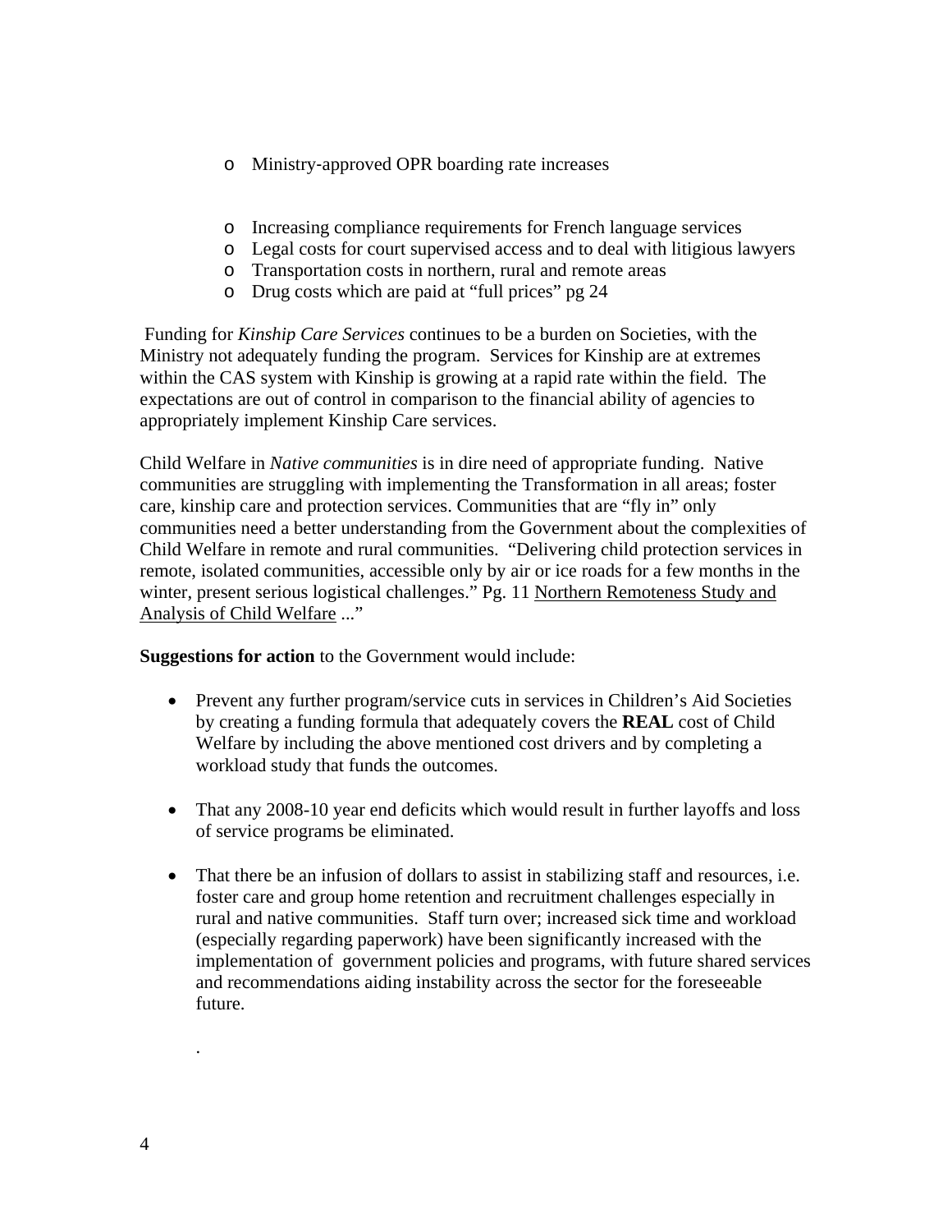- Ministry-approved OPR boarding rate increases

- Increasing compliance requirements for French language services
- Legal costs for court supervised access and to deal with litigious lawyers
- Transportation costs in northern, rural and remote areas
- Drug costs which are paid at "full prices" pg 24

Funding for *Kinship Care Services* continues to be a burden on Societies, with the Ministry not adequately funding the program. Services for Kinship are at extremes within the CAS system with Kinship is growing at a rapid rate within the field. The expectations are out of control in comparison to the financial ability of agencies to appropriately implement Kinship Care services.

Child Welfare in *Native communities* is in dire need of appropriate funding. Native communities are struggling with implementing the Transformation in all areas; foster care, kinship care and protection services. Communities that are "fly in" only communities need a better understanding from the Government about the complexities of Child Welfare in remote and rural communities. "Delivering child protection services in remote, isolated communities, accessible only by air or ice roads for a few months in the winter, present serious logistical challenges." Pg. 11 <u>Northern Remoteness Study and Analysis of Child Welfare</u> ..."

**Suggestions for action** to the Government would include:

- Prevent any further program/service cuts in services in Children's Aid Societies by creating a funding formula that adequately covers the **REAL** cost of Child Welfare by including the above mentioned cost drivers and by completing a workload study that funds the outcomes.

- That any 2008-10 year end deficits which would result in further layoffs and loss of service programs be eliminated.

- That there be an infusion of dollars to assist in stabilizing staff and resources, i.e. foster care and group home retention and recruitment challenges especially in rural and native communities. Staff turn over; increased sick time and workload (especially regarding paperwork) have been significantly increased with the implementation of government policies and programs, with future shared services and recommendations aiding instability across the sector for the foreseeable future.

.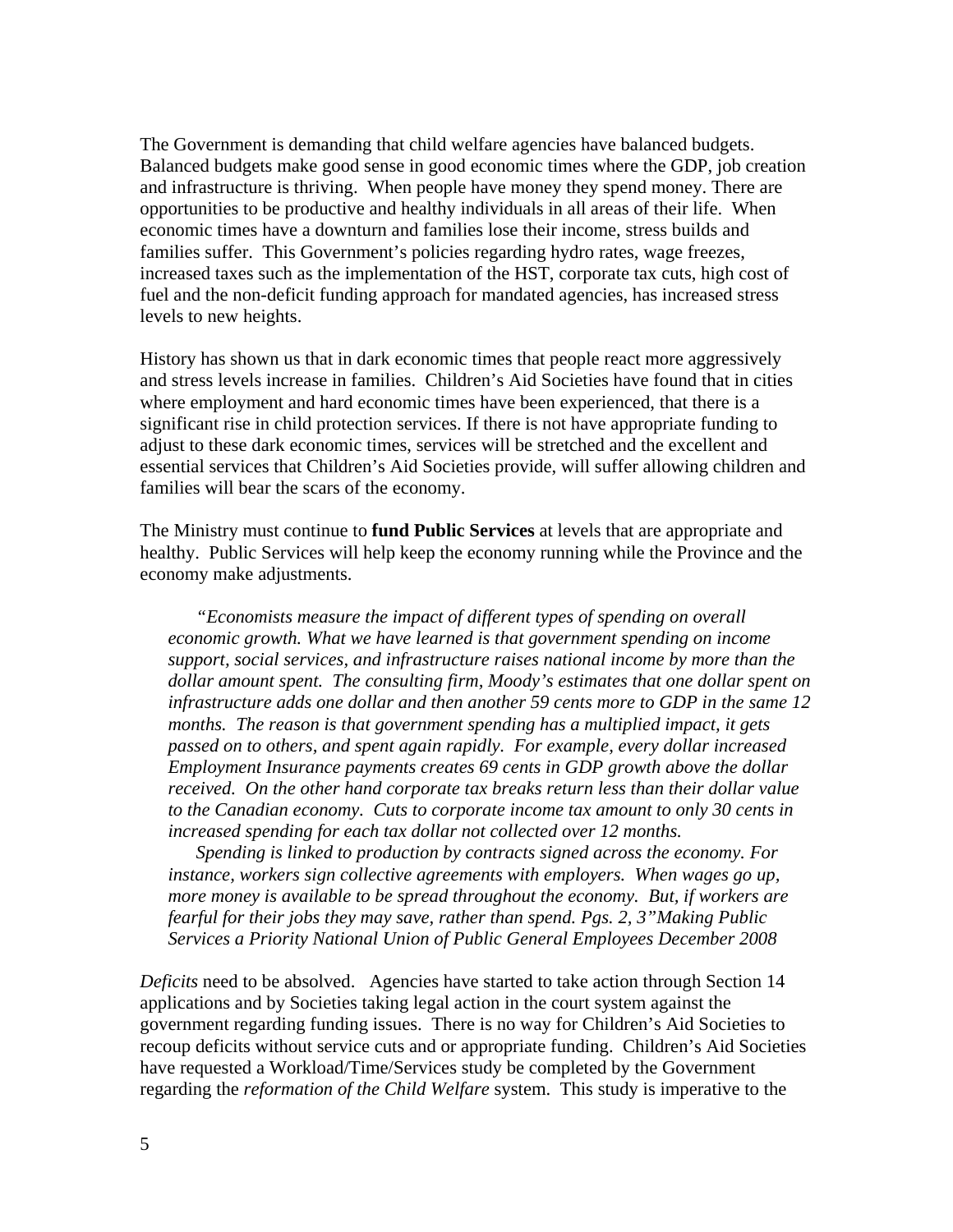The Government is demanding that child welfare agencies have balanced budgets. Balanced budgets make good sense in good economic times where the GDP, job creation and infrastructure is thriving. When people have money they spend money. There are opportunities to be productive and healthy individuals in all areas of their life. When economic times have a downturn and families lose their income, stress builds and families suffer. This Government's policies regarding hydro rates, wage freezes, increased taxes such as the implementation of the HST, corporate tax cuts, high cost of fuel and the non-deficit funding approach for mandated agencies, has increased stress levels to new heights.

History has shown us that in dark economic times that people react more aggressively and stress levels increase in families. Children's Aid Societies have found that in cities where employment and hard economic times have been experienced, that there is a significant rise in child protection services. If there is not have appropriate funding to adjust to these dark economic times, services will be stretched and the excellent and essential services that Children's Aid Societies provide, will suffer allowing children and families will bear the scars of the economy.

The Ministry must continue to **fund Public Services** at levels that are appropriate and healthy. Public Services will help keep the economy running while the Province and the economy make adjustments.

> *"Economists measure the impact of different types of spending on overall economic growth. What we have learned is that government spending on income support, social services, and infrastructure raises national income by more than the dollar amount spent. The consulting firm, Moody's estimates that one dollar spent on infrastructure adds one dollar and then another 59 cents more to GDP in the same 12 months. The reason is that government spending has a multiplied impact, it gets passed on to others, and spent again rapidly. For example, every dollar increased Employment Insurance payments creates 69 cents in GDP growth above the dollar received. On the other hand corporate tax breaks return less than their dollar value to the Canadian economy. Cuts to corporate income tax amount to only 30 cents in increased spending for each tax dollar not collected over 12 months.*
>
> *Spending is linked to production by contracts signed across the economy. For instance, workers sign collective agreements with employers. When wages go up, more money is available to be spread throughout the economy. But, if workers are fearful for their jobs they may save, rather than spend. Pgs. 2, 3" Making Public Services a Priority National Union of Public General Employees December 2008*

*Deficits* need to be absolved. Agencies have started to take action through Section 14 applications and by Societies taking legal action in the court system against the government regarding funding issues. There is no way for Children's Aid Societies to recoup deficits without service cuts and or appropriate funding. Children's Aid Societies have requested a Workload/Time/Services study be completed by the Government regarding the *reformation of the Child Welfare* system. This study is imperative to the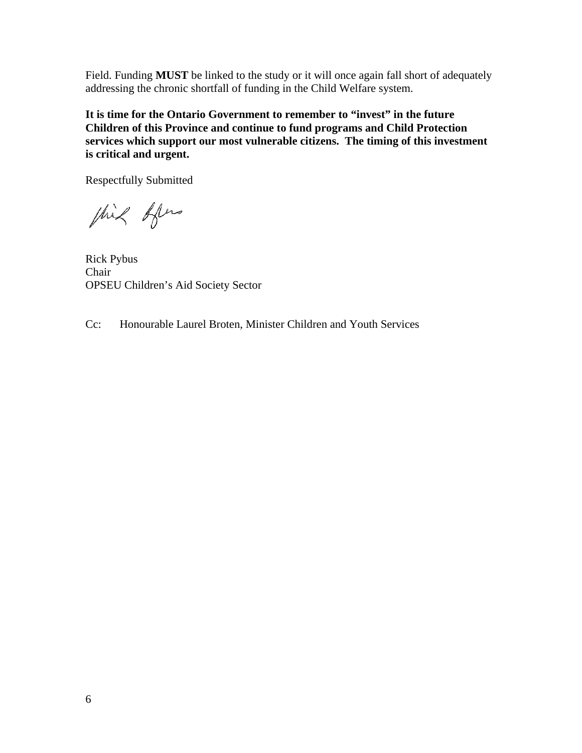Field. Funding **MUST** be linked to the study or it will once again fall short of adequately addressing the chronic shortfall of funding in the Child Welfare system.

**It is time for the Ontario Government to remember to "invest" in the future Children of this Province and continue to fund programs and Child Protection services which support our most vulnerable citizens. The timing of this investment is critical and urgent.**

Respectfully Submitted

Rick Pybus
Chair
OPSEU Children's Aid Society Sector

Cc: Honourable Laurel Broten, Minister Children and Youth Services